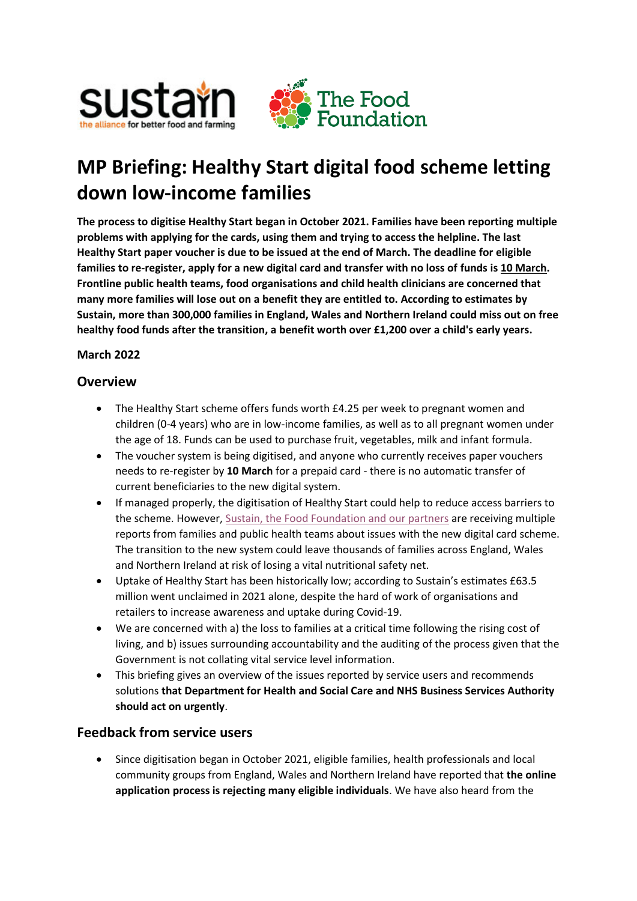# MP Briefing: Healthy Start digital food scheme letting down low-income families

**The process to digitise Healthy Start began in October 2021. Families have been reporting multiple problems with applying for the cards, using them and trying to access the helpline. The last Healthy Start paper voucher is due to be issued at the end of March. The deadline for eligible families to re-register, apply for a new digital card and transfer with no loss of funds is <u>10 March</u>. Frontline public health teams, food organisations and child health clinicians are concerned that many more families will lose out on a benefit they are entitled to. According to estimates by Sustain, more than 300,000 families in England, Wales and Northern Ireland could miss out on free healthy food funds after the transition, a benefit worth over £1,200 over a child's early years.**

**March 2022**

## Overview

- The Healthy Start scheme offers funds worth £4.25 per week to pregnant women and children (0-4 years) who are in low-income families, as well as to all pregnant women under the age of 18. Funds can be used to purchase fruit, vegetables, milk and infant formula.
- The voucher system is being digitised, and anyone who currently receives paper vouchers needs to re-register by **10 March** for a prepaid card - there is no automatic transfer of current beneficiaries to the new digital system.
- If managed properly, the digitisation of Healthy Start could help to reduce access barriers to the scheme. However, Sustain, the Food Foundation and our partners are receiving multiple reports from families and public health teams about issues with the new digital card scheme. The transition to the new system could leave thousands of families across England, Wales and Northern Ireland at risk of losing a vital nutritional safety net.
- Uptake of Healthy Start has been historically low; according to Sustain's estimates £63.5 million went unclaimed in 2021 alone, despite the hard of work of organisations and retailers to increase awareness and uptake during Covid-19.
- We are concerned with a) the loss to families at a critical time following the rising cost of living, and b) issues surrounding accountability and the auditing of the process given that the Government is not collating vital service level information.
- This briefing gives an overview of the issues reported by service users and recommends solutions **that Department for Health and Social Care and NHS Business Services Authority should act on urgently**.

## Feedback from service users

- Since digitisation began in October 2021, eligible families, health professionals and local community groups from England, Wales and Northern Ireland have reported that **the online application process is rejecting many eligible individuals**. We have also heard from the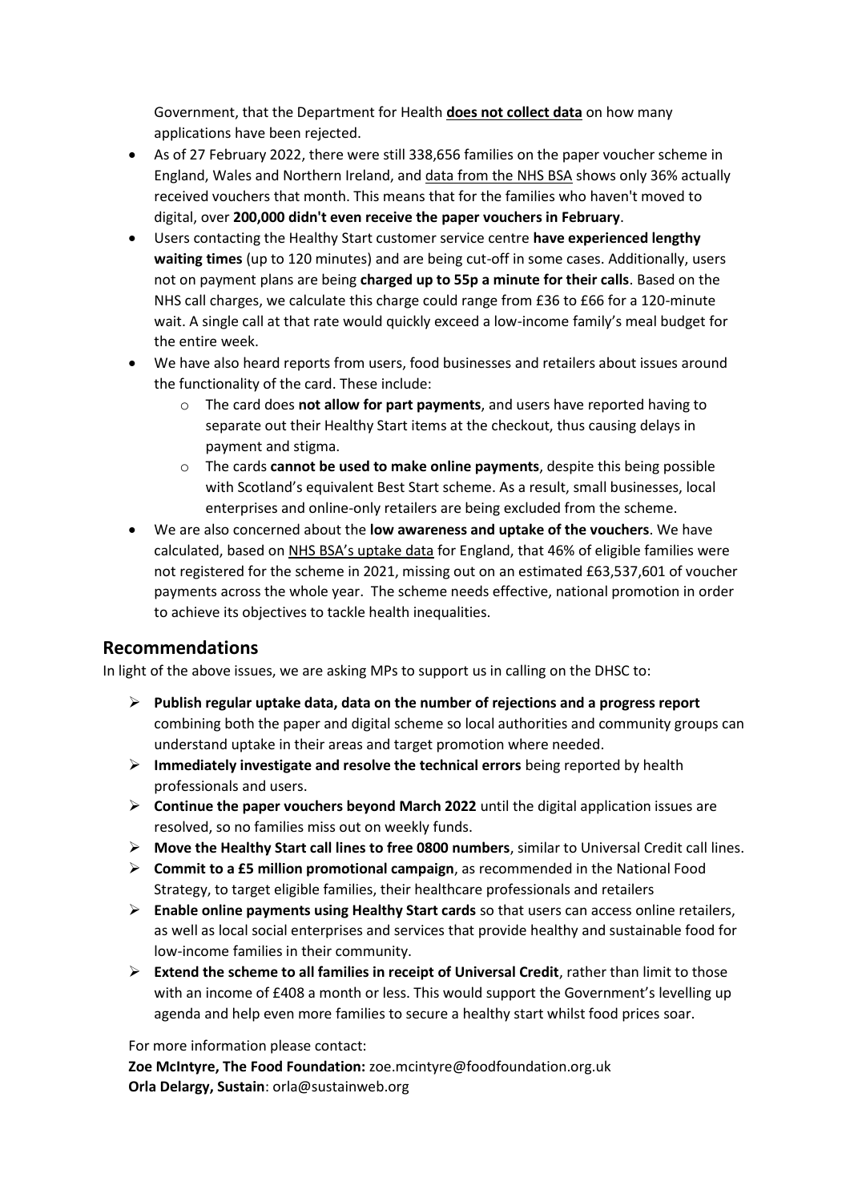Government, that the Department for Health **does not collect data** on how many applications have been rejected.

- As of 27 February 2022, there were still 338,656 families on the paper voucher scheme in England, Wales and Northern Ireland, and data from the NHS BSA shows only 36% actually received vouchers that month. This means that for the families who haven't moved to digital, over **200,000 didn't even receive the paper vouchers in February**.
- Users contacting the Healthy Start customer service centre **have experienced lengthy waiting times** (up to 120 minutes) and are being cut-off in some cases. Additionally, users not on payment plans are being **charged up to 55p a minute for their calls**. Based on the NHS call charges, we calculate this charge could range from £36 to £66 for a 120-minute wait. A single call at that rate would quickly exceed a low-income family's meal budget for the entire week.
- We have also heard reports from users, food businesses and retailers about issues around the functionality of the card. These include:
    - The card does **not allow for part payments**, and users have reported having to separate out their Healthy Start items at the checkout, thus causing delays in payment and stigma.
    - The cards **cannot be used to make online payments**, despite this being possible with Scotland's equivalent Best Start scheme. As a result, small businesses, local enterprises and online-only retailers are being excluded from the scheme.
- We are also concerned about the **low awareness and uptake of the vouchers**. We have calculated, based on NHS BSA's uptake data for England, that 46% of eligible families were not registered for the scheme in 2021, missing out on an estimated £63,537,601 of voucher payments across the whole year. The scheme needs effective, national promotion in order to achieve its objectives to tackle health inequalities.

## Recommendations

In light of the above issues, we are asking MPs to support us in calling on the DHSC to:

- **Publish regular uptake data, data on the number of rejections and a progress report** combining both the paper and digital scheme so local authorities and community groups can understand uptake in their areas and target promotion where needed.
- **Immediately investigate and resolve the technical errors** being reported by health professionals and users.
- **Continue the paper vouchers beyond March 2022** until the digital application issues are resolved, so no families miss out on weekly funds.
- **Move the Healthy Start call lines to free 0800 numbers**, similar to Universal Credit call lines.
- **Commit to a £5 million promotional campaign**, as recommended in the National Food Strategy, to target eligible families, their healthcare professionals and retailers
- **Enable online payments using Healthy Start cards** so that users can access online retailers, as well as local social enterprises and services that provide healthy and sustainable food for low-income families in their community.
- **Extend the scheme to all families in receipt of Universal Credit**, rather than limit to those with an income of £408 a month or less. This would support the Government's levelling up agenda and help even more families to secure a healthy start whilst food prices soar.

For more information please contact:

**Zoe McIntyre, The Food Foundation:** zoe.mcintyre@foodfoundation.org.uk
**Orla Delargy, Sustain**: orla@sustainweb.org